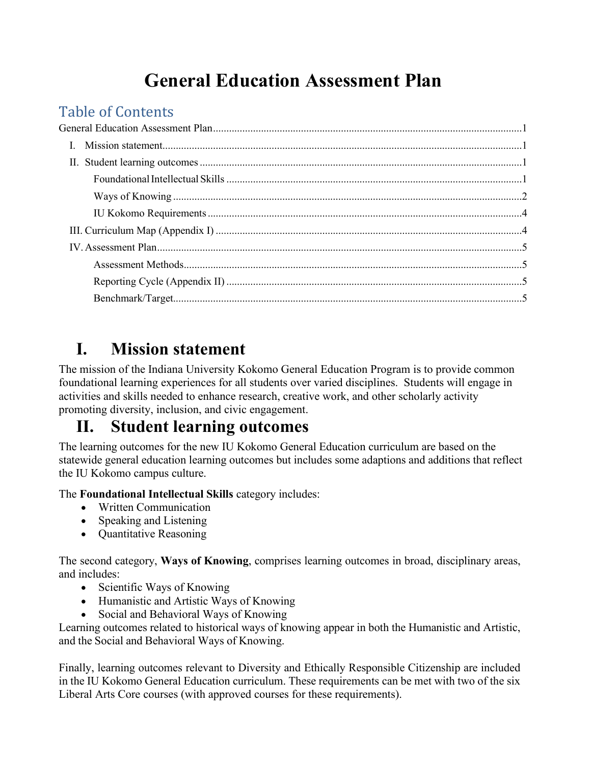# General Education Assessment Plan

## Table of Contents

- General Education Assessment Plan ........ 1
  - I. Mission statement ........ 1
  - II. Student learning outcomes ........ 1
    - Foundational Intellectual Skills ........ 1
    - Ways of Knowing ........ 2
    - IU Kokomo Requirements ........ 4
  - III. Curriculum Map (Appendix I) ........ 4
  - IV. Assessment Plan ........ 5
    - Assessment Methods ........ 5
    - Reporting Cycle (Appendix II) ........ 5
    - Benchmark/Target ........ 5

## I. Mission statement

The mission of the Indiana University Kokomo General Education Program is to provide common foundational learning experiences for all students over varied disciplines. Students will engage in activities and skills needed to enhance research, creative work, and other scholarly activity promoting diversity, inclusion, and civic engagement.

## II. Student learning outcomes

The learning outcomes for the new IU Kokomo General Education curriculum are based on the statewide general education learning outcomes but includes some adaptions and additions that reflect the IU Kokomo campus culture.

The **Foundational Intellectual Skills** category includes:

- Written Communication
- Speaking and Listening
- Quantitative Reasoning

The second category, **Ways of Knowing**, comprises learning outcomes in broad, disciplinary areas, and includes:

- Scientific Ways of Knowing
- Humanistic and Artistic Ways of Knowing
- Social and Behavioral Ways of Knowing

Learning outcomes related to historical ways of knowing appear in both the Humanistic and Artistic, and the Social and Behavioral Ways of Knowing.

Finally, learning outcomes relevant to Diversity and Ethically Responsible Citizenship are included in the IU Kokomo General Education curriculum. These requirements can be met with two of the six Liberal Arts Core courses (with approved courses for these requirements).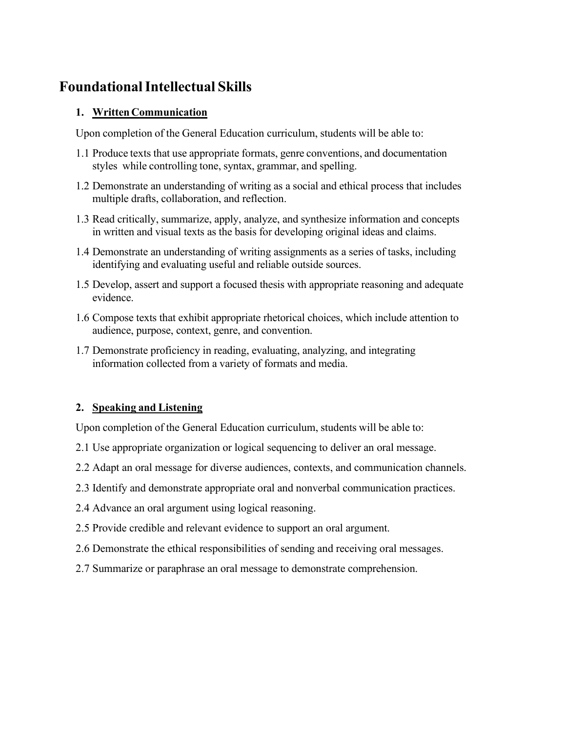# Foundational Intellectual Skills

### 1. <u>Written Communication</u>

Upon completion of the General Education curriculum, students will be able to:

1.1 Produce texts that use appropriate formats, genre conventions, and documentation styles while controlling tone, syntax, grammar, and spelling.

1.2 Demonstrate an understanding of writing as a social and ethical process that includes multiple drafts, collaboration, and reflection.

1.3 Read critically, summarize, apply, analyze, and synthesize information and concepts in written and visual texts as the basis for developing original ideas and claims.

1.4 Demonstrate an understanding of writing assignments as a series of tasks, including identifying and evaluating useful and reliable outside sources.

1.5 Develop, assert and support a focused thesis with appropriate reasoning and adequate evidence.

1.6 Compose texts that exhibit appropriate rhetorical choices, which include attention to audience, purpose, context, genre, and convention.

1.7 Demonstrate proficiency in reading, evaluating, analyzing, and integrating information collected from a variety of formats and media.

### 2. <u>Speaking and Listening</u>

Upon completion of the General Education curriculum, students will be able to:

2.1 Use appropriate organization or logical sequencing to deliver an oral message.

2.2 Adapt an oral message for diverse audiences, contexts, and communication channels.

2.3 Identify and demonstrate appropriate oral and nonverbal communication practices.

2.4 Advance an oral argument using logical reasoning.

2.5 Provide credible and relevant evidence to support an oral argument.

2.6 Demonstrate the ethical responsibilities of sending and receiving oral messages.

2.7 Summarize or paraphrase an oral message to demonstrate comprehension.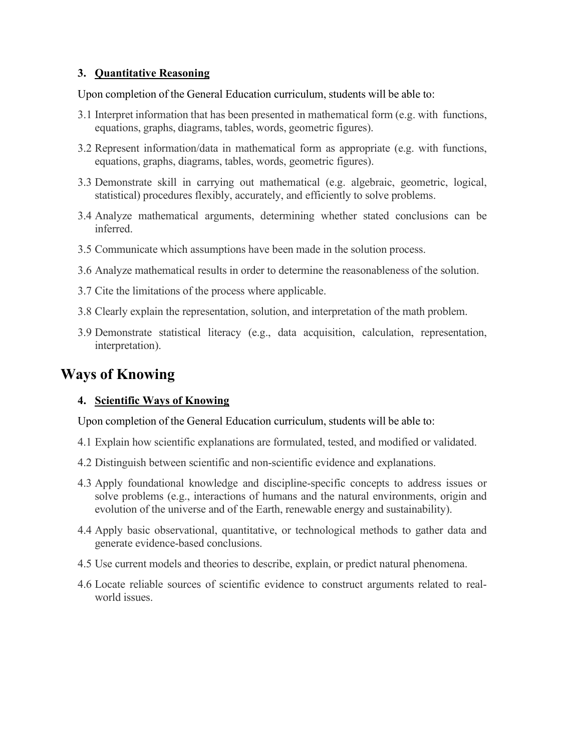### 3. Quantitative Reasoning

Upon completion of the General Education curriculum, students will be able to:

3.1 Interpret information that has been presented in mathematical form (e.g. with functions, equations, graphs, diagrams, tables, words, geometric figures).

3.2 Represent information/data in mathematical form as appropriate (e.g. with functions, equations, graphs, diagrams, tables, words, geometric figures).

3.3 Demonstrate skill in carrying out mathematical (e.g. algebraic, geometric, logical, statistical) procedures flexibly, accurately, and efficiently to solve problems.

3.4 Analyze mathematical arguments, determining whether stated conclusions can be inferred.

3.5 Communicate which assumptions have been made in the solution process.

3.6 Analyze mathematical results in order to determine the reasonableness of the solution.

3.7 Cite the limitations of the process where applicable.

3.8 Clearly explain the representation, solution, and interpretation of the math problem.

3.9 Demonstrate statistical literacy (e.g., data acquisition, calculation, representation, interpretation).

## Ways of Knowing

### 4. Scientific Ways of Knowing

Upon completion of the General Education curriculum, students will be able to:

4.1 Explain how scientific explanations are formulated, tested, and modified or validated.

4.2 Distinguish between scientific and non-scientific evidence and explanations.

4.3 Apply foundational knowledge and discipline-specific concepts to address issues or solve problems (e.g., interactions of humans and the natural environments, origin and evolution of the universe and of the Earth, renewable energy and sustainability).

4.4 Apply basic observational, quantitative, or technological methods to gather data and generate evidence-based conclusions.

4.5 Use current models and theories to describe, explain, or predict natural phenomena.

4.6 Locate reliable sources of scientific evidence to construct arguments related to real-world issues.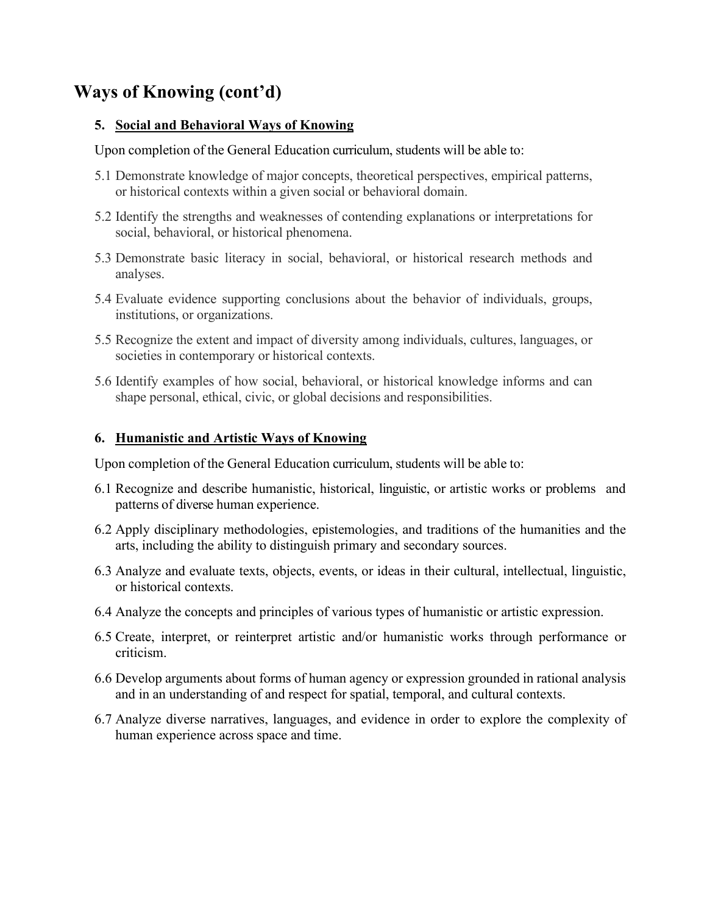# Ways of Knowing (cont'd)

### 5. <u>Social and Behavioral Ways of Knowing</u>

Upon completion of the General Education curriculum, students will be able to:

5.1 Demonstrate knowledge of major concepts, theoretical perspectives, empirical patterns, or historical contexts within a given social or behavioral domain.

5.2 Identify the strengths and weaknesses of contending explanations or interpretations for social, behavioral, or historical phenomena.

5.3 Demonstrate basic literacy in social, behavioral, or historical research methods and analyses.

5.4 Evaluate evidence supporting conclusions about the behavior of individuals, groups, institutions, or organizations.

5.5 Recognize the extent and impact of diversity among individuals, cultures, languages, or societies in contemporary or historical contexts.

5.6 Identify examples of how social, behavioral, or historical knowledge informs and can shape personal, ethical, civic, or global decisions and responsibilities.

### 6. <u>Humanistic and Artistic Ways of Knowing</u>

Upon completion of the General Education curriculum, students will be able to:

6.1 Recognize and describe humanistic, historical, linguistic, or artistic works or problems and patterns of diverse human experience.

6.2 Apply disciplinary methodologies, epistemologies, and traditions of the humanities and the arts, including the ability to distinguish primary and secondary sources.

6.3 Analyze and evaluate texts, objects, events, or ideas in their cultural, intellectual, linguistic, or historical contexts.

6.4 Analyze the concepts and principles of various types of humanistic or artistic expression.

6.5 Create, interpret, or reinterpret artistic and/or humanistic works through performance or criticism.

6.6 Develop arguments about forms of human agency or expression grounded in rational analysis and in an understanding of and respect for spatial, temporal, and cultural contexts.

6.7 Analyze diverse narratives, languages, and evidence in order to explore the complexity of human experience across space and time.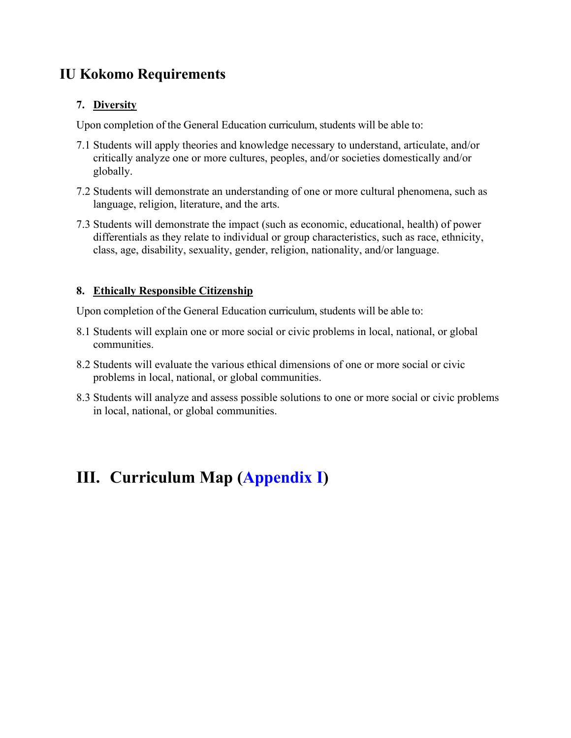## IU Kokomo Requirements

**7. Diversity**

Upon completion of the General Education curriculum, students will be able to:

7.1 Students will apply theories and knowledge necessary to understand, articulate, and/or critically analyze one or more cultures, peoples, and/or societies domestically and/or globally.

7.2 Students will demonstrate an understanding of one or more cultural phenomena, such as language, religion, literature, and the arts.

7.3 Students will demonstrate the impact (such as economic, educational, health) of power differentials as they relate to individual or group characteristics, such as race, ethnicity, class, age, disability, sexuality, gender, religion, nationality, and/or language.

**8. Ethically Responsible Citizenship**

Upon completion of the General Education curriculum, students will be able to:

8.1 Students will explain one or more social or civic problems in local, national, or global communities.

8.2 Students will evaluate the various ethical dimensions of one or more social or civic problems in local, national, or global communities.

8.3 Students will analyze and assess possible solutions to one or more social or civic problems in local, national, or global communities.

# III. Curriculum Map (Appendix I)